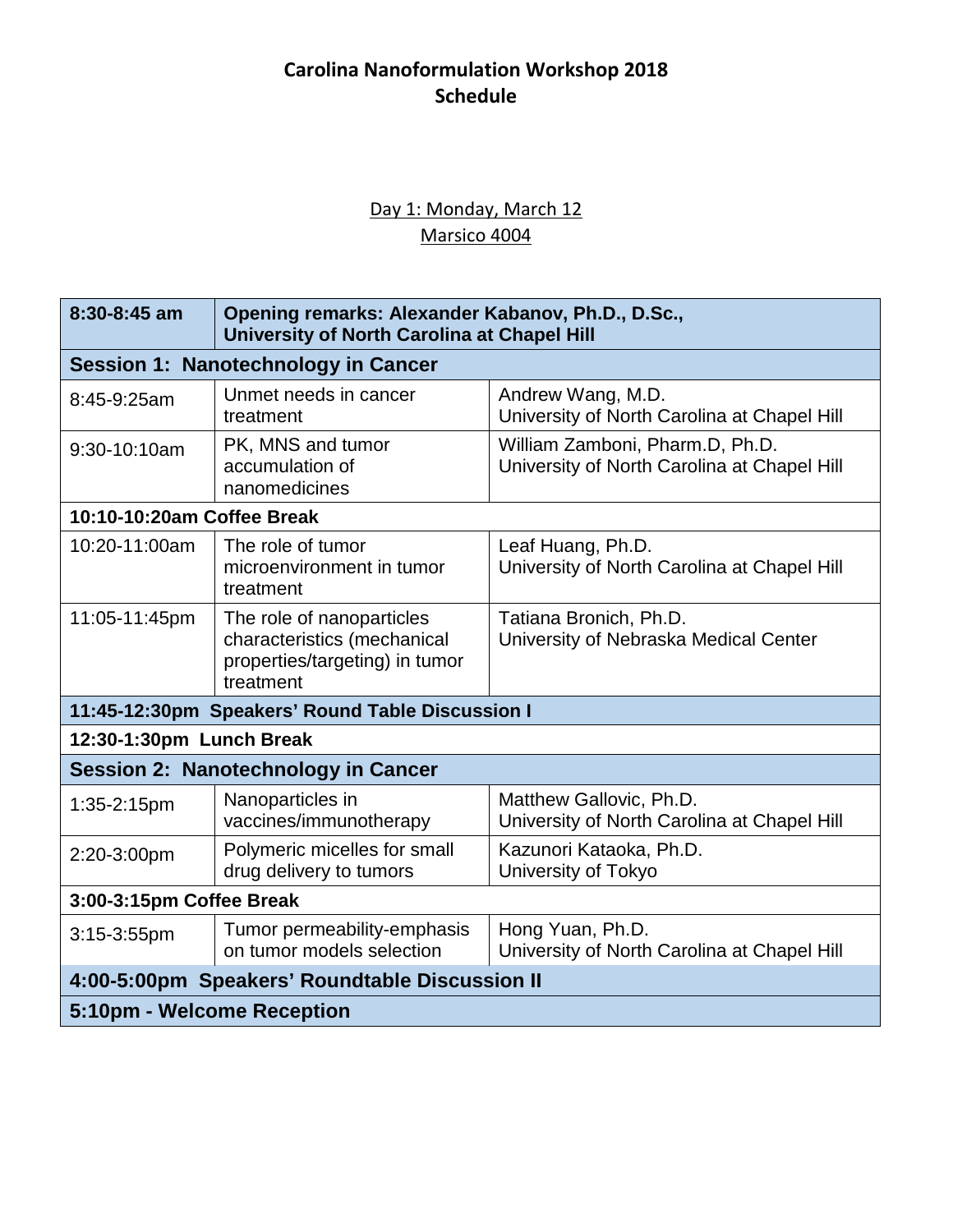# Carolina Nanoformulation Workshop 2018
# Schedule

## Day 1: Monday, March 12
### Marsico 4004

| | | |
|---|---|---|
| **8:30-8:45 am** | **Opening remarks: Alexander Kabanov, Ph.D., D.Sc., University of North Carolina at Chapel Hill** | |
| **Session 1: Nanotechnology in Cancer** | | |
| 8:45-9:25am | Unmet needs in cancer treatment | Andrew Wang, M.D. University of North Carolina at Chapel Hill |
| 9:30-10:10am | PK, MNS and tumor accumulation of nanomedicines | William Zamboni, Pharm.D, Ph.D. University of North Carolina at Chapel Hill |
| **10:10-10:20am Coffee Break** | | |
| 10:20-11:00am | The role of tumor microenvironment in tumor treatment | Leaf Huang, Ph.D. University of North Carolina at Chapel Hill |
| 11:05-11:45pm | The role of nanoparticles characteristics (mechanical properties/targeting) in tumor treatment | Tatiana Bronich, Ph.D. University of Nebraska Medical Center |
| **11:45-12:30pm Speakers' Round Table Discussion I** | | |
| **12:30-1:30pm Lunch Break** | | |
| **Session 2: Nanotechnology in Cancer** | | |
| 1:35-2:15pm | Nanoparticles in vaccines/immunotherapy | Matthew Gallovic, Ph.D. University of North Carolina at Chapel Hill |
| 2:20-3:00pm | Polymeric micelles for small drug delivery to tumors | Kazunori Kataoka, Ph.D. University of Tokyo |
| **3:00-3:15pm Coffee Break** | | |
| 3:15-3:55pm | Tumor permeability-emphasis on tumor models selection | Hong Yuan, Ph.D. University of North Carolina at Chapel Hill |
| **4:00-5:00pm Speakers' Roundtable Discussion II** | | |
| **5:10pm - Welcome Reception** | | |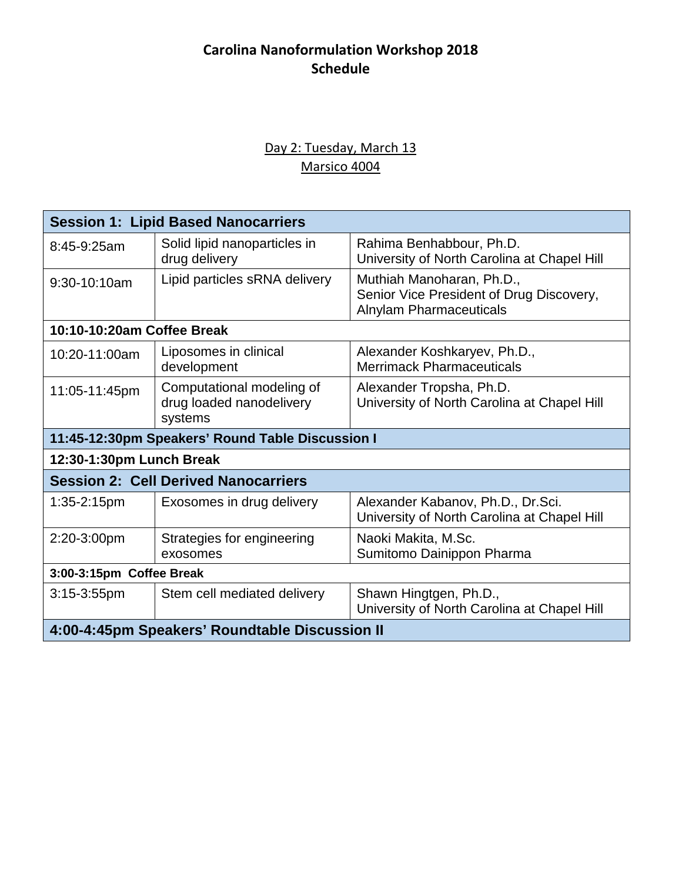# Carolina Nanoformulation Workshop 2018
# Schedule

## Day 2: Tuesday, March 13
## Marsico 4004

| **Session 1: Lipid Based Nanocarriers** | | |
|---|---|---|
| 8:45-9:25am | Solid lipid nanoparticles in drug delivery | Rahima Benhabbour, Ph.D.<br>University of North Carolina at Chapel Hill |
| 9:30-10:10am | Lipid particles sRNA delivery | Muthiah Manoharan, Ph.D.,<br>Senior Vice President of Drug Discovery,<br>Alnylam Pharmaceuticals |
| **10:10-10:20am Coffee Break** | | |
| 10:20-11:00am | Liposomes in clinical development | Alexander Koshkaryev, Ph.D.,<br>Merrimack Pharmaceuticals |
| 11:05-11:45pm | Computational modeling of drug loaded nanodelivery systems | Alexander Tropsha, Ph.D.<br>University of North Carolina at Chapel Hill |
| **11:45-12:30pm Speakers' Round Table Discussion I** | | |
| **12:30-1:30pm Lunch Break** | | |
| **Session 2: Cell Derived Nanocarriers** | | |
| 1:35-2:15pm | Exosomes in drug delivery | Alexander Kabanov, Ph.D., Dr.Sci.<br>University of North Carolina at Chapel Hill |
| 2:20-3:00pm | Strategies for engineering exosomes | Naoki Makita, M.Sc.<br>Sumitomo Dainippon Pharma |
| **3:00-3:15pm Coffee Break** | | |
| 3:15-3:55pm | Stem cell mediated delivery | Shawn Hingtgen, Ph.D.,<br>University of North Carolina at Chapel Hill |
| **4:00-4:45pm Speakers' Roundtable Discussion II** | | |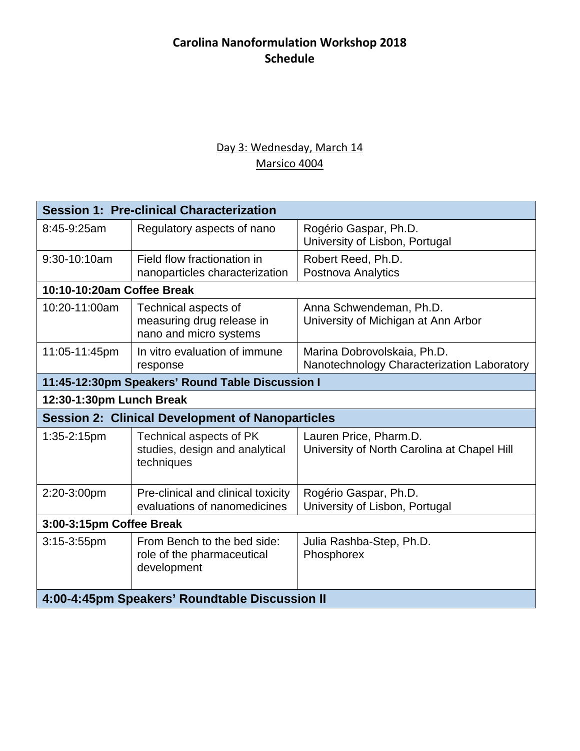# Carolina Nanoformulation Workshop 2018
# Schedule

Day 3: Wednesday, March 14
Marsico 4004

| | | |
|---|---|---|
| **Session 1: Pre-clinical Characterization** | | |
| 8:45-9:25am | Regulatory aspects of nano | Rogério Gaspar, Ph.D.<br>University of Lisbon, Portugal |
| 9:30-10:10am | Field flow fractionation in nanoparticles characterization | Robert Reed, Ph.D.<br>Postnova Analytics |
| **10:10-10:20am Coffee Break** | | |
| 10:20-11:00am | Technical aspects of measuring drug release in nano and micro systems | Anna Schwendeman, Ph.D.<br>University of Michigan at Ann Arbor |
| 11:05-11:45pm | In vitro evaluation of immune response | Marina Dobrovolskaia, Ph.D.<br>Nanotechnology Characterization Laboratory |
| **11:45-12:30pm Speakers' Round Table Discussion I** | | |
| **12:30-1:30pm Lunch Break** | | |
| **Session 2: Clinical Development of Nanoparticles** | | |
| 1:35-2:15pm | Technical aspects of PK studies, design and analytical techniques | Lauren Price, Pharm.D.<br>University of North Carolina at Chapel Hill |
| 2:20-3:00pm | Pre-clinical and clinical toxicity evaluations of nanomedicines | Rogério Gaspar, Ph.D.<br>University of Lisbon, Portugal |
| **3:00-3:15pm Coffee Break** | | |
| 3:15-3:55pm | From Bench to the bed side: role of the pharmaceutical development | Julia Rashba-Step, Ph.D.<br>Phosphorex |
| **4:00-4:45pm Speakers' Roundtable Discussion II** | | |